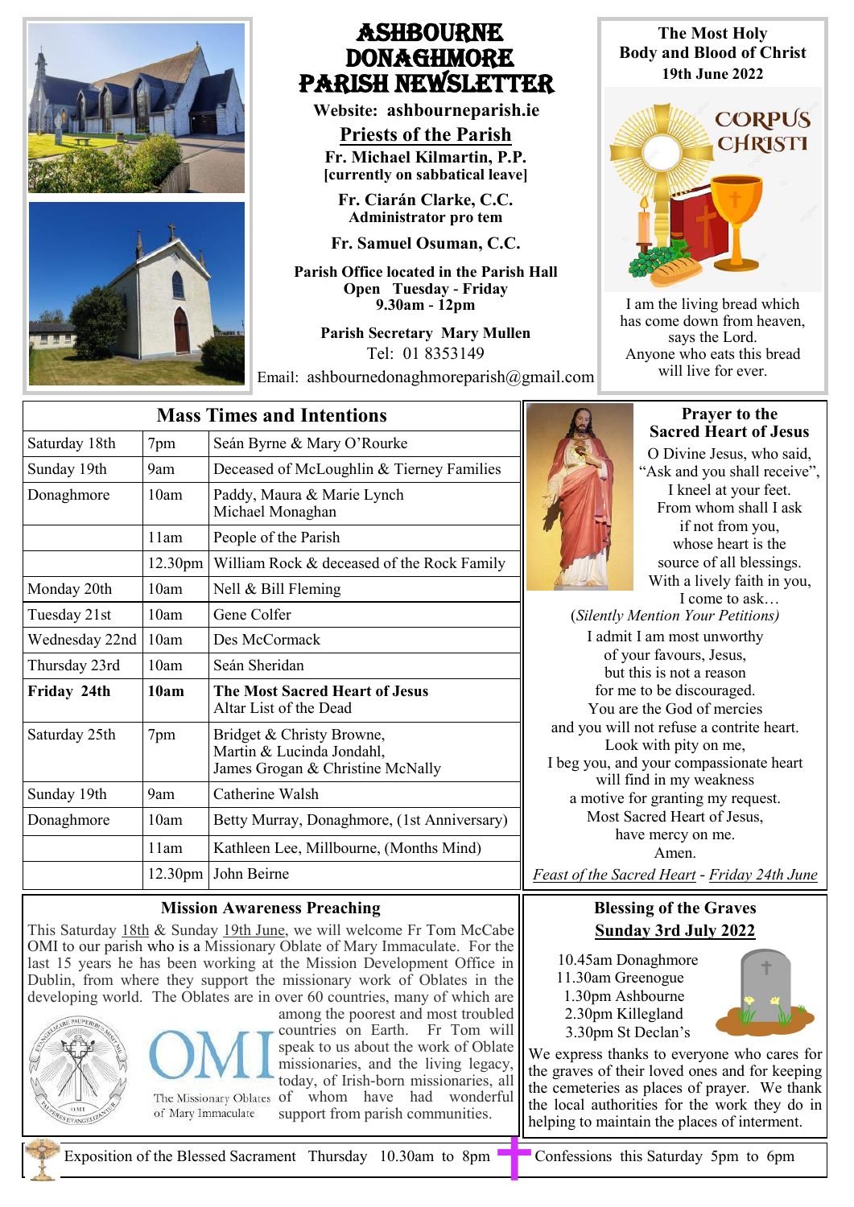# ASHBOURNE DONAGHMORE PARISH NEWSLETTER

**Website: ashbourneparish.ie**

## Priests of the Parish

**Fr. Michael Kilmartin, P.P.**
**[currently on sabbatical leave]**

**Fr. Ciarán Clarke, C.C.**
**Administrator pro tem**

**Fr. Samuel Osuman, C.C.**

**Parish Office located in the Parish Hall**
**Open Tuesday - Friday**
**9.30am - 12pm**

**Parish Secretary Mary Mullen**
Tel: 01 8353149
Email: ashbournedonaghmoreparish@gmail.com

**The Most Holy Body and Blood of Christ**
**19th June 2022**

CORPUS CHRISTI

I am the living bread which has come down from heaven, says the Lord.
Anyone who eats this bread will live for ever.

## Mass Times and Intentions

| | | |
|---|---|---|
| Saturday 18th | 7pm | Seán Byrne & Mary O'Rourke |
| Sunday 19th | 9am | Deceased of McLoughlin & Tierney Families |
| Donaghmore | 10am | Paddy, Maura & Marie Lynch<br>Michael Monaghan |
| | 11am | People of the Parish |
| | 12.30pm | William Rock & deceased of the Rock Family |
| Monday 20th | 10am | Nell & Bill Fleming |
| Tuesday 21st | 10am | Gene Colfer |
| Wednesday 22nd | 10am | Des McCormack |
| Thursday 23rd | 10am | Seán Sheridan |
| **Friday 24th** | **10am** | **The Most Sacred Heart of Jesus**<br>Altar List of the Dead |
| Saturday 25th | 7pm | Bridget & Christy Browne,<br>Martin & Lucinda Jondahl,<br>James Grogan & Christine McNally |
| Sunday 19th | 9am | Catherine Walsh |
| Donaghmore | 10am | Betty Murray, Donaghmore, (1st Anniversary) |
| | 11am | Kathleen Lee, Millbourne, (Months Mind) |
| | 12.30pm | John Beirne |

## Prayer to the Sacred Heart of Jesus

O Divine Jesus, who said,
"Ask and you shall receive",
I kneel at your feet.
From whom shall I ask
if not from you,
whose heart is the
source of all blessings.
With a lively faith in you,
I come to ask…
(*Silently Mention Your Petitions)*
I admit I am most unworthy
of your favours, Jesus,
but this is not a reason
for me to be discouraged.
You are the God of mercies
and you will not refuse a contrite heart.
Look with pity on me,
I beg you, and your compassionate heart
will find in my weakness
a motive for granting my request.
Most Sacred Heart of Jesus,
have mercy on me.
Amen.

*Feast of the Sacred Heart - Friday 24th June*

## Mission Awareness Preaching

This Saturday 18th & Sunday 19th June, we will welcome Fr Tom McCabe OMI to our parish who is a Missionary Oblate of Mary Immaculate. For the last 15 years he has been working at the Mission Development Office in Dublin, from where they support the missionary work of Oblates in the developing world. The Oblates are in over 60 countries, many of which are among the poorest and most troubled countries on Earth. Fr Tom will speak to us about the work of Oblate missionaries, and the living legacy, today, of Irish-born missionaries, all of whom have had wonderful support from parish communities.

OMI
The Missionary Oblates of Mary Immaculate

## Blessing of the Graves

**Sunday 3rd July 2022**

10.45am Donaghmore
11.30am Greenogue
1.30pm Ashbourne
2.30pm Killegland
3.30pm St Declan's

We express thanks to everyone who cares for the graves of their loved ones and for keeping the cemeteries as places of prayer. We thank the local authorities for the work they do in helping to maintain the places of interment.

Exposition of the Blessed Sacrament Thursday 10.30am to 8pm

Confessions this Saturday 5pm to 6pm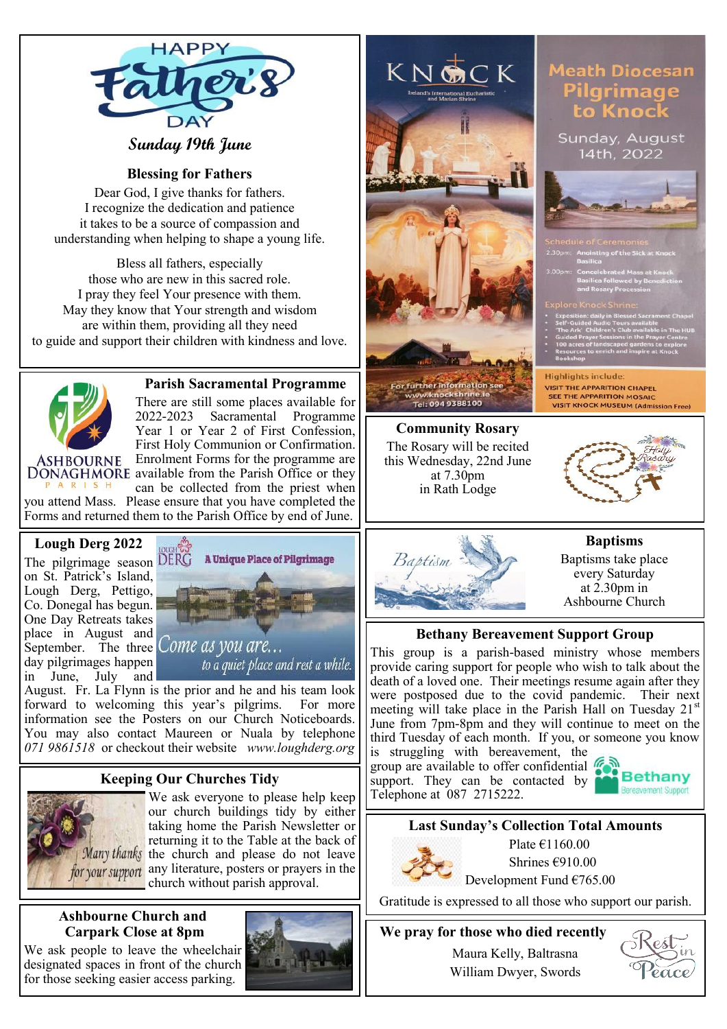# HAPPY Father's DAY

*Sunday 19th June*

## Blessing for Fathers

Dear God, I give thanks for fathers.
I recognize the dedication and patience
it takes to be a source of compassion and
understanding when helping to shape a young life.

Bless all fathers, especially
those who are new in this sacred role.
I pray they feel Your presence with them.
May they know that Your strength and wisdom
are within them, providing all they need
to guide and support their children with kindness and love.

## Parish Sacramental Programme

ASHBOURNE DONAGHMORE PARISH

There are still some places available for 2022-2023 Sacramental Programme Year 1 or Year 2 of First Confession, First Holy Communion or Confirmation. Enrolment Forms for the programme are available from the Parish Office or they can be collected from the priest when you attend Mass. Please ensure that you have completed the Forms and returned them to the Parish Office by end of June.

## Lough Derg 2022

LOUGH DERG A Unique Place of Pilgrimage

*Come as you are... to a quiet place and rest a while.*

The pilgrimage season on St. Patrick's Island, Lough Derg, Pettigo, Co. Donegal has begun. One Day Retreats takes place in August and September. The three day pilgrimages happen in June, July and August. Fr. La Flynn is the prior and he and his team look forward to welcoming this year's pilgrims. For more information see the Posters on our Church Noticeboards. You may also contact Maureen or Nuala by telephone *071 9861518* or checkout their website *www.loughderg.org*

## Keeping Our Churches Tidy

*Many thanks for your support*

We ask everyone to please help keep our church buildings tidy by either taking home the Parish Newsletter or returning it to the Table at the back of the church and please do not leave any literature, posters or prayers in the church without parish approval.

## Ashbourne Church and Carpark Close at 8pm

We ask people to leave the wheelchair designated spaces in front of the church for those seeking easier access parking.

## KNOCK

Ireland's International Eucharistic and Marian Shrine

For further information see www.knockshrine.ie Tel: 094 9388100

## Meath Diocesan Pilgrimage to Knock

Sunday, August 14th, 2022

Schedule of Ceremonies

2.30pm: Anointing of the Sick at Knock Basilica

3.00pm: Concelebrated Mass at Knock Basilica followed by Benediction and Rosary Procession

Explore Knock Shrine:

- Exposition: daily in Blessed Sacrament Chapel
- Self-Guided Audio Tours available
- 'The Ark' Children's Club available in The HUB
- Guided Prayer Sessions in the Prayer Centre
- 100 acres of landscaped gardens to explore
- Resources to enrich and inspire at Knock Bookshop

Highlights include:

VISIT THE APPARITION CHAPEL
SEE THE APPARITION MOSAIC
VISIT KNOCK MUSEUM (Admission Free)

## Community Rosary

The Rosary will be recited this Wednesday, 22nd June at 7.30pm in Rath Lodge

## Baptisms

Baptisms take place every Saturday at 2.30pm in Ashbourne Church

## Bethany Bereavement Support Group

This group is a parish-based ministry whose members provide caring support for people who wish to talk about the death of a loved one. Their meetings resume again after they were postposed due to the covid pandemic. Their next meeting will take place in the Parish Hall on Tuesday 21st June from 7pm-8pm and they will continue to meet on the third Tuesday of each month. If you, or someone you know is struggling with bereavement, the group are available to offer confidential support. They can be contacted by Telephone at 087 2715222.

Bethany Bereavement Support

## Last Sunday's Collection Total Amounts

Plate €1160.00
Shrines €910.00
Development Fund €765.00

Gratitude is expressed to all those who support our parish.

## We pray for those who died recently

Maura Kelly, Baltrasna
William Dwyer, Swords

Rest in Peace